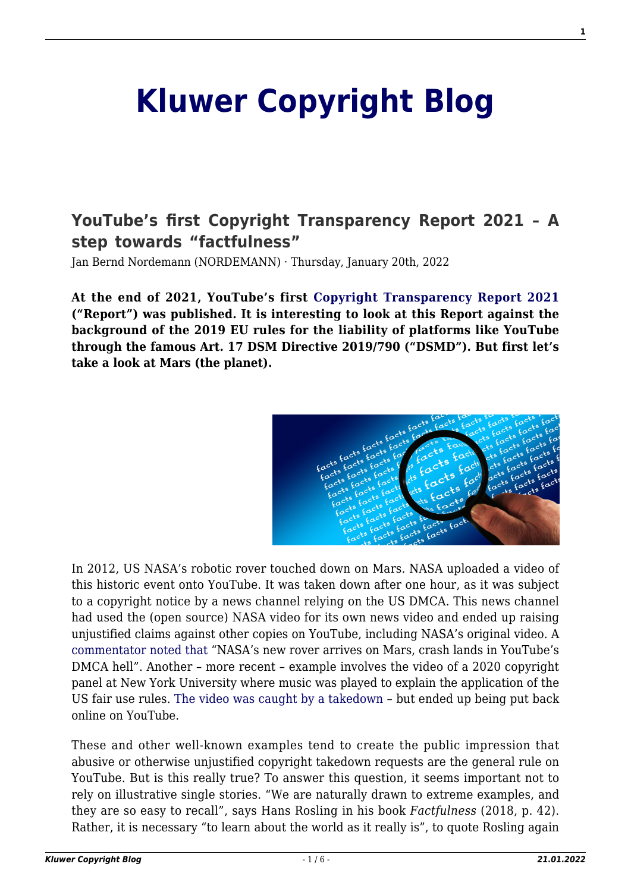# Kluwer Copyright Blog

## YouTube's first Copyright Transparency Report 2021 – A step towards "factfulness"

Jan Bernd Nordemann (NORDEMANN) · Thursday, January 20th, 2022

**At the end of 2021, YouTube's first Copyright Transparency Report 2021 ("Report") was published. It is interesting to look at this Report against the background of the 2019 EU rules for the liability of platforms like YouTube through the famous Art. 17 DSM Directive 2019/790 ("DSMD"). But first let's take a look at Mars (the planet).**

In 2012, US NASA's robotic rover touched down on Mars. NASA uploaded a video of this historic event onto YouTube. It was taken down after one hour, as it was subject to a copyright notice by a news channel relying on the US DMCA. This news channel had used the (open source) NASA video for its own news video and ended up raising unjustified claims against other copies on YouTube, including NASA's original video. A commentator noted that "NASA's new rover arrives on Mars, crash lands in YouTube's DMCA hell". Another – more recent – example involves the video of a 2020 copyright panel at New York University where music was played to explain the application of the US fair use rules. The video was caught by a takedown – but ended up being put back online on YouTube.

These and other well-known examples tend to create the public impression that abusive or otherwise unjustified copyright takedown requests are the general rule on YouTube. But is this really true? To answer this question, it seems important not to rely on illustrative single stories. "We are naturally drawn to extreme examples, and they are so easy to recall", says Hans Rosling in his book *Factfulness* (2018, p. 42). Rather, it is necessary "to learn about the world as it really is", to quote Rosling again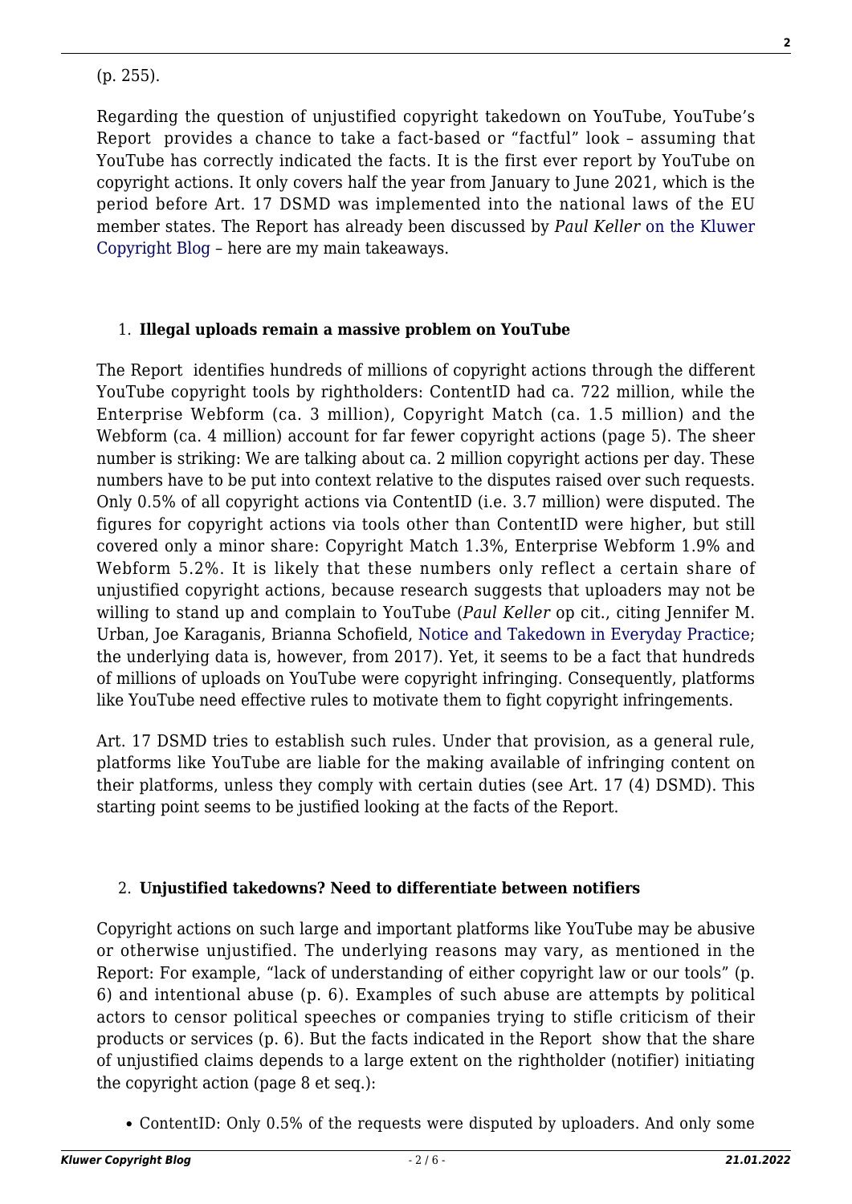(p. 255).

Regarding the question of unjustified copyright takedown on YouTube, YouTube's Report provides a chance to take a fact-based or "factful" look – assuming that YouTube has correctly indicated the facts. It is the first ever report by YouTube on copyright actions. It only covers half the year from January to June 2021, which is the period before Art. 17 DSMD was implemented into the national laws of the EU member states. The Report has already been discussed by *Paul Keller* on the Kluwer Copyright Blog – here are my main takeaways.

1. **Illegal uploads remain a massive problem on YouTube**

The Report identifies hundreds of millions of copyright actions through the different YouTube copyright tools by rightholders: ContentID had ca. 722 million, while the Enterprise Webform (ca. 3 million), Copyright Match (ca. 1.5 million) and the Webform (ca. 4 million) account for far fewer copyright actions (page 5). The sheer number is striking: We are talking about ca. 2 million copyright actions per day. These numbers have to be put into context relative to the disputes raised over such requests. Only 0.5% of all copyright actions via ContentID (i.e. 3.7 million) were disputed. The figures for copyright actions via tools other than ContentID were higher, but still covered only a minor share: Copyright Match 1.3%, Enterprise Webform 1.9% and Webform 5.2%. It is likely that these numbers only reflect a certain share of unjustified copyright actions, because research suggests that uploaders may not be willing to stand up and complain to YouTube (*Paul Keller* op cit., citing Jennifer M. Urban, Joe Karaganis, Brianna Schofield, Notice and Takedown in Everyday Practice; the underlying data is, however, from 2017). Yet, it seems to be a fact that hundreds of millions of uploads on YouTube were copyright infringing. Consequently, platforms like YouTube need effective rules to motivate them to fight copyright infringements.

Art. 17 DSMD tries to establish such rules. Under that provision, as a general rule, platforms like YouTube are liable for the making available of infringing content on their platforms, unless they comply with certain duties (see Art. 17 (4) DSMD). This starting point seems to be justified looking at the facts of the Report.

2. **Unjustified takedowns? Need to differentiate between notifiers**

Copyright actions on such large and important platforms like YouTube may be abusive or otherwise unjustified. The underlying reasons may vary, as mentioned in the Report: For example, "lack of understanding of either copyright law or our tools" (p. 6) and intentional abuse (p. 6). Examples of such abuse are attempts by political actors to censor political speeches or companies trying to stifle criticism of their products or services (p. 6). But the facts indicated in the Report show that the share of unjustified claims depends to a large extent on the rightholder (notifier) initiating the copyright action (page 8 et seq.):

- ContentID: Only 0.5% of the requests were disputed by uploaders. And only some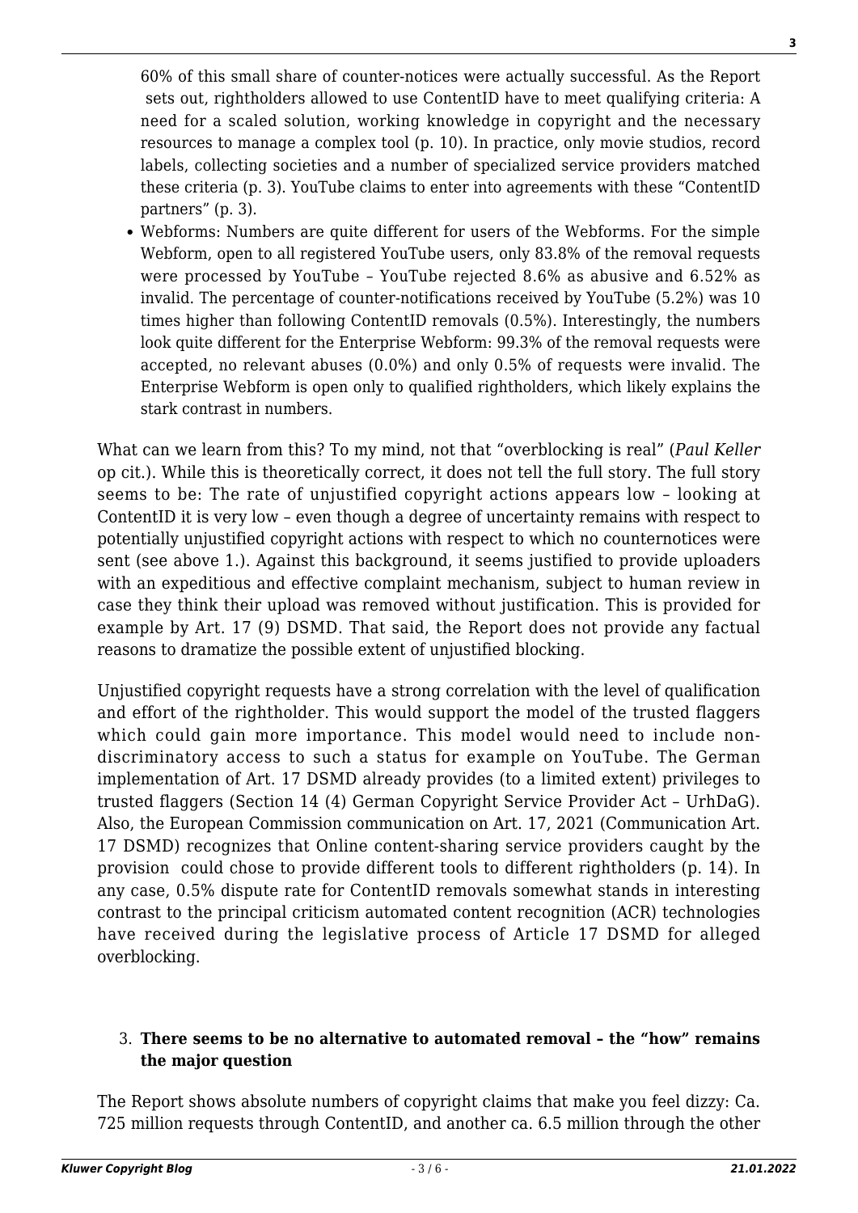60% of this small share of counter-notices were actually successful. As the Report sets out, rightholders allowed to use ContentID have to meet qualifying criteria: A need for a scaled solution, working knowledge in copyright and the necessary resources to manage a complex tool (p. 10). In practice, only movie studios, record labels, collecting societies and a number of specialized service providers matched these criteria (p. 3). YouTube claims to enter into agreements with these "ContentID partners" (p. 3).

- Webforms: Numbers are quite different for users of the Webforms. For the simple Webform, open to all registered YouTube users, only 83.8% of the removal requests were processed by YouTube – YouTube rejected 8.6% as abusive and 6.52% as invalid. The percentage of counter-notifications received by YouTube (5.2%) was 10 times higher than following ContentID removals (0.5%). Interestingly, the numbers look quite different for the Enterprise Webform: 99.3% of the removal requests were accepted, no relevant abuses (0.0%) and only 0.5% of requests were invalid. The Enterprise Webform is open only to qualified rightholders, which likely explains the stark contrast in numbers.

What can we learn from this? To my mind, not that "overblocking is real" (*Paul Keller* op cit.). While this is theoretically correct, it does not tell the full story. The full story seems to be: The rate of unjustified copyright actions appears low – looking at ContentID it is very low – even though a degree of uncertainty remains with respect to potentially unjustified copyright actions with respect to which no counternotices were sent (see above 1.). Against this background, it seems justified to provide uploaders with an expeditious and effective complaint mechanism, subject to human review in case they think their upload was removed without justification. This is provided for example by Art. 17 (9) DSMD. That said, the Report does not provide any factual reasons to dramatize the possible extent of unjustified blocking.

Unjustified copyright requests have a strong correlation with the level of qualification and effort of the rightholder. This would support the model of the trusted flaggers which could gain more importance. This model would need to include non-discriminatory access to such a status for example on YouTube. The German implementation of Art. 17 DSMD already provides (to a limited extent) privileges to trusted flaggers (Section 14 (4) German Copyright Service Provider Act – UrhDaG). Also, the European Commission communication on Art. 17, 2021 (Communication Art. 17 DSMD) recognizes that Online content-sharing service providers caught by the provision could chose to provide different tools to different rightholders (p. 14). In any case, 0.5% dispute rate for ContentID removals somewhat stands in interesting contrast to the principal criticism automated content recognition (ACR) technologies have received during the legislative process of Article 17 DSMD for alleged overblocking.

3. **There seems to be no alternative to automated removal – the "how" remains the major question**

The Report shows absolute numbers of copyright claims that make you feel dizzy: Ca. 725 million requests through ContentID, and another ca. 6.5 million through the other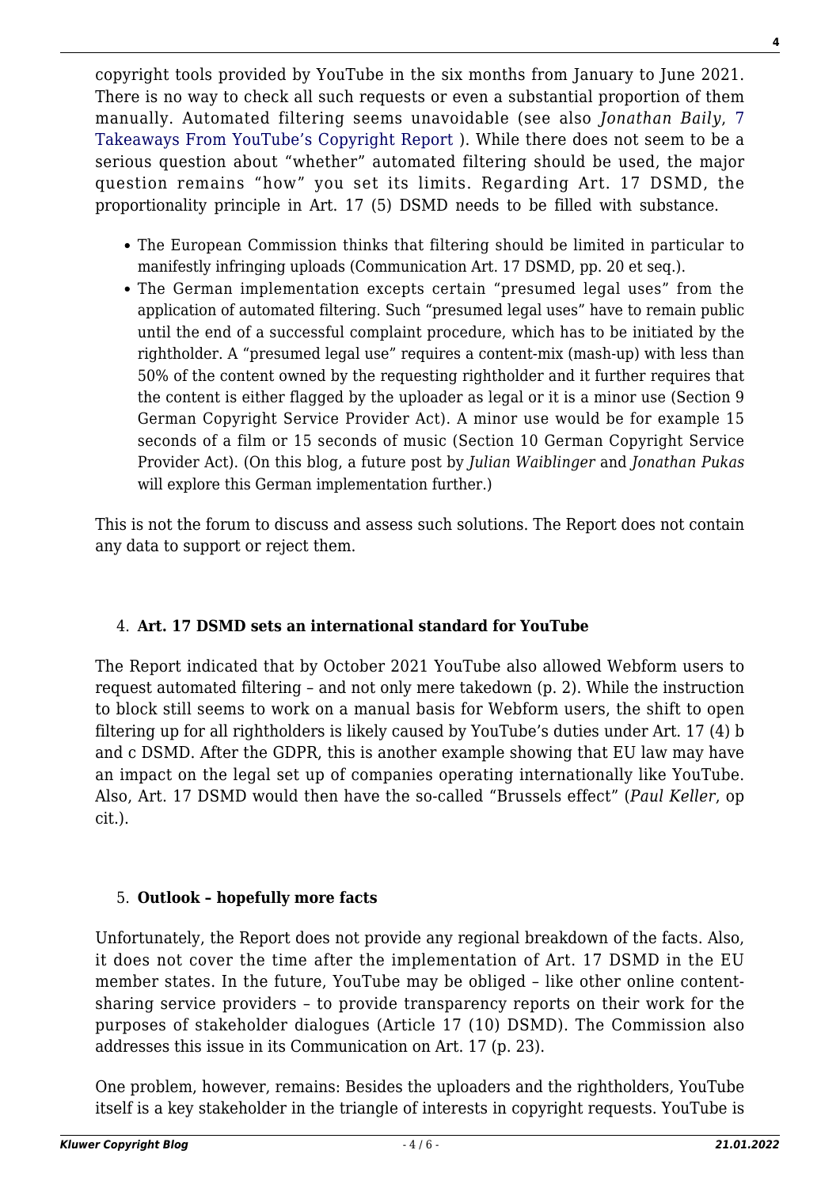copyright tools provided by YouTube in the six months from January to June 2021. There is no way to check all such requests or even a substantial proportion of them manually. Automated filtering seems unavoidable (see also *Jonathan Baily*, 7 Takeaways From YouTube's Copyright Report ). While there does not seem to be a serious question about "whether" automated filtering should be used, the major question remains "how" you set its limits. Regarding Art. 17 DSMD, the proportionality principle in Art. 17 (5) DSMD needs to be filled with substance.

- The European Commission thinks that filtering should be limited in particular to manifestly infringing uploads (Communication Art. 17 DSMD, pp. 20 et seq.).
- The German implementation excepts certain "presumed legal uses" from the application of automated filtering. Such "presumed legal uses" have to remain public until the end of a successful complaint procedure, which has to be initiated by the rightholder. A "presumed legal use" requires a content-mix (mash-up) with less than 50% of the content owned by the requesting rightholder and it further requires that the content is either flagged by the uploader as legal or it is a minor use (Section 9 German Copyright Service Provider Act). A minor use would be for example 15 seconds of a film or 15 seconds of music (Section 10 German Copyright Service Provider Act). (On this blog, a future post by *Julian Waiblinger* and *Jonathan Pukas* will explore this German implementation further.)

This is not the forum to discuss and assess such solutions. The Report does not contain any data to support or reject them.

4. **Art. 17 DSMD sets an international standard for YouTube**

The Report indicated that by October 2021 YouTube also allowed Webform users to request automated filtering – and not only mere takedown (p. 2). While the instruction to block still seems to work on a manual basis for Webform users, the shift to open filtering up for all rightholders is likely caused by YouTube's duties under Art. 17 (4) b and c DSMD. After the GDPR, this is another example showing that EU law may have an impact on the legal set up of companies operating internationally like YouTube. Also, Art. 17 DSMD would then have the so-called "Brussels effect" (*Paul Keller*, op cit.).

5. **Outlook – hopefully more facts**

Unfortunately, the Report does not provide any regional breakdown of the facts. Also, it does not cover the time after the implementation of Art. 17 DSMD in the EU member states. In the future, YouTube may be obliged – like other online content-sharing service providers – to provide transparency reports on their work for the purposes of stakeholder dialogues (Article 17 (10) DSMD). The Commission also addresses this issue in its Communication on Art. 17 (p. 23).

One problem, however, remains: Besides the uploaders and the rightholders, YouTube itself is a key stakeholder in the triangle of interests in copyright requests. YouTube is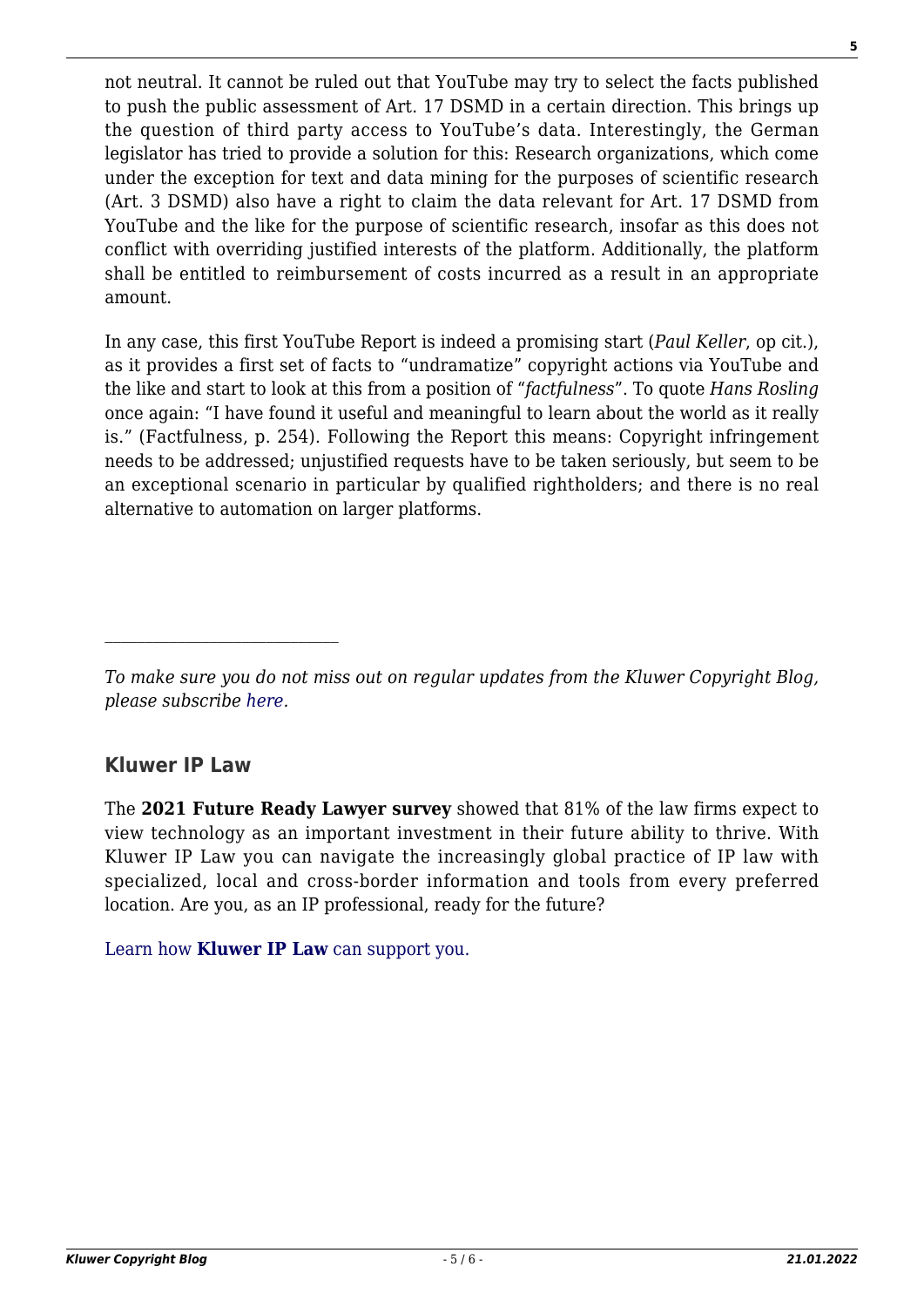not neutral. It cannot be ruled out that YouTube may try to select the facts published to push the public assessment of Art. 17 DSMD in a certain direction. This brings up the question of third party access to YouTube's data. Interestingly, the German legislator has tried to provide a solution for this: Research organizations, which come under the exception for text and data mining for the purposes of scientific research (Art. 3 DSMD) also have a right to claim the data relevant for Art. 17 DSMD from YouTube and the like for the purpose of scientific research, insofar as this does not conflict with overriding justified interests of the platform. Additionally, the platform shall be entitled to reimbursement of costs incurred as a result in an appropriate amount.

In any case, this first YouTube Report is indeed a promising start (*Paul Keller*, op cit.), as it provides a first set of facts to "undramatize" copyright actions via YouTube and the like and start to look at this from a position of "*factfulness*". To quote *Hans Rosling* once again: "I have found it useful and meaningful to learn about the world as it really is." (Factfulness, p. 254). Following the Report this means: Copyright infringement needs to be addressed; unjustified requests have to be taken seriously, but seem to be an exceptional scenario in particular by qualified rightholders; and there is no real alternative to automation on larger platforms.

---

*To make sure you do not miss out on regular updates from the Kluwer Copyright Blog, please subscribe here.*

## Kluwer IP Law

The **2021 Future Ready Lawyer survey** showed that 81% of the law firms expect to view technology as an important investment in their future ability to thrive. With Kluwer IP Law you can navigate the increasingly global practice of IP law with specialized, local and cross-border information and tools from every preferred location. Are you, as an IP professional, ready for the future?

Learn how **Kluwer IP Law** can support you.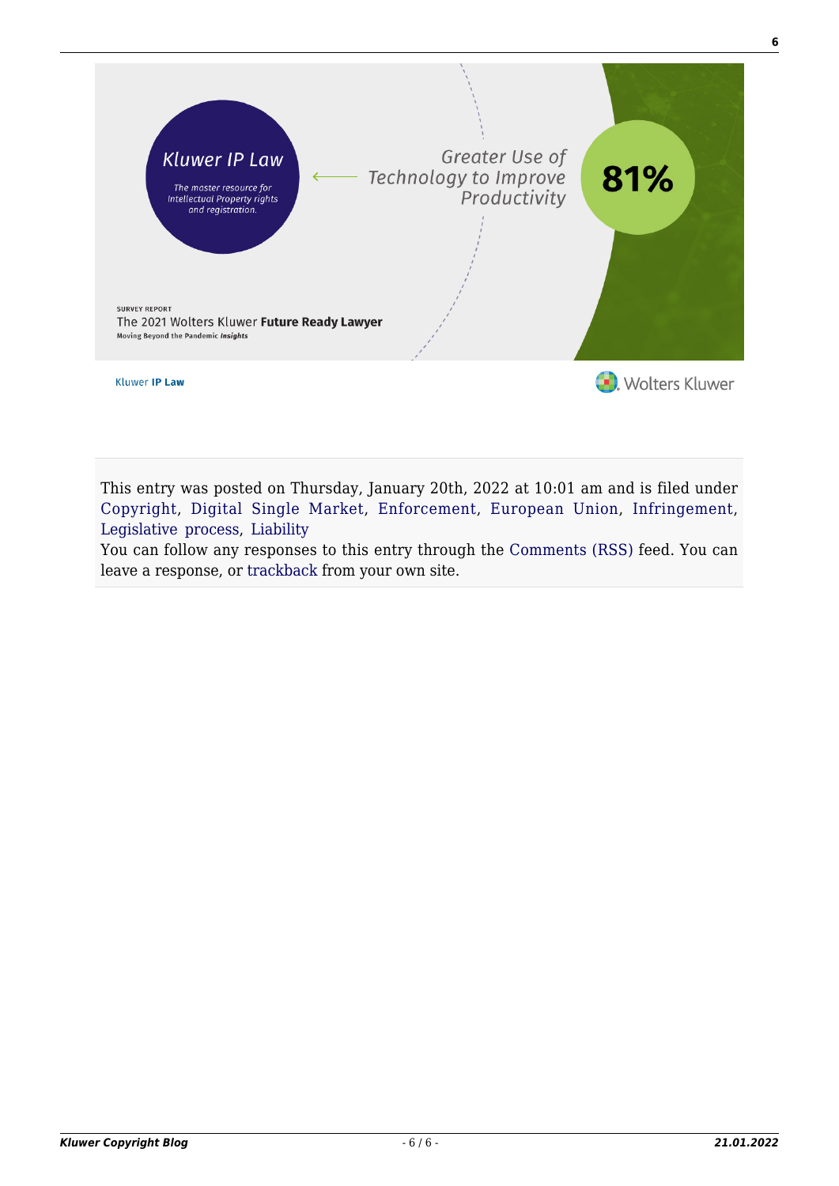Kluwer IP Law

The master resource for Intellectual Property rights and registration.

Greater Use of Technology to Improve Productivity

81%

SURVEY REPORT

The 2021 Wolters Kluwer **Future Ready Lawyer**

Moving Beyond the Pandemic *Insights*

Kluwer **IP Law**

Wolters Kluwer

This entry was posted on Thursday, January 20th, 2022 at 10:01 am and is filed under Copyright, Digital Single Market, Enforcement, European Union, Infringement, Legislative process, Liability

You can follow any responses to this entry through the Comments (RSS) feed. You can leave a response, or trackback from your own site.